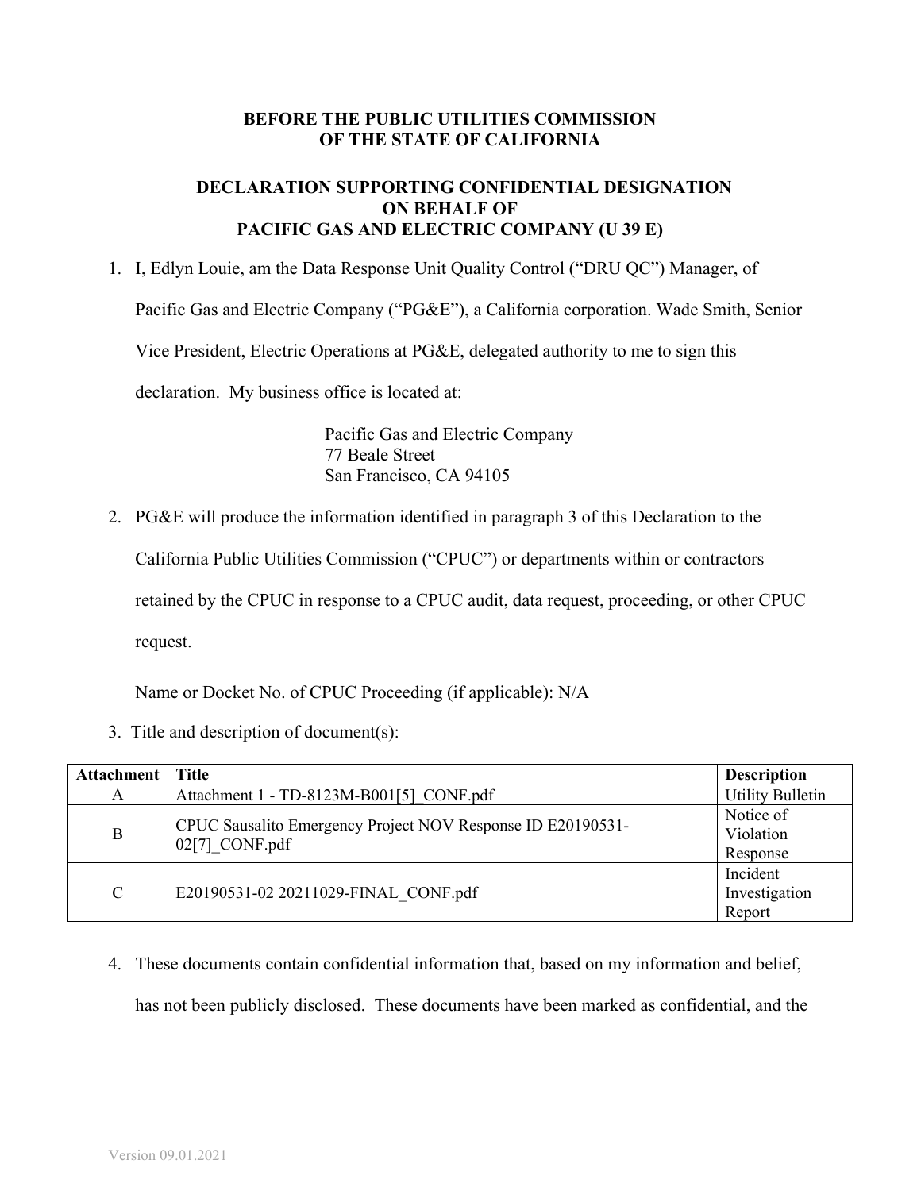**BEFORE THE PUBLIC UTILITIES COMMISSION OF THE STATE OF CALIFORNIA**

**DECLARATION SUPPORTING CONFIDENTIAL DESIGNATION ON BEHALF OF PACIFIC GAS AND ELECTRIC COMPANY (U 39 E)**

1. I, Edlyn Louie, am the Data Response Unit Quality Control ("DRU QC") Manager, of Pacific Gas and Electric Company ("PG&E"), a California corporation. Wade Smith, Senior Vice President, Electric Operations at PG&E, delegated authority to me to sign this declaration. My business office is located at:

   Pacific Gas and Electric Company
   77 Beale Street
   San Francisco, CA 94105

2. PG&E will produce the information identified in paragraph 3 of this Declaration to the California Public Utilities Commission ("CPUC") or departments within or contractors retained by the CPUC in response to a CPUC audit, data request, proceeding, or other CPUC request.

   Name or Docket No. of CPUC Proceeding (if applicable): N/A

3. Title and description of document(s):

| Attachment | Title | Description |
|---|---|---|
| A | Attachment 1 - TD-8123M-B001[5]_CONF.pdf | Utility Bulletin |
| B | CPUC Sausalito Emergency Project NOV Response ID E20190531-02[7]_CONF.pdf | Notice of Violation Response |
| C | E20190531-02 20211029-FINAL_CONF.pdf | Incident Investigation Report |

4. These documents contain confidential information that, based on my information and belief, has not been publicly disclosed. These documents have been marked as confidential, and the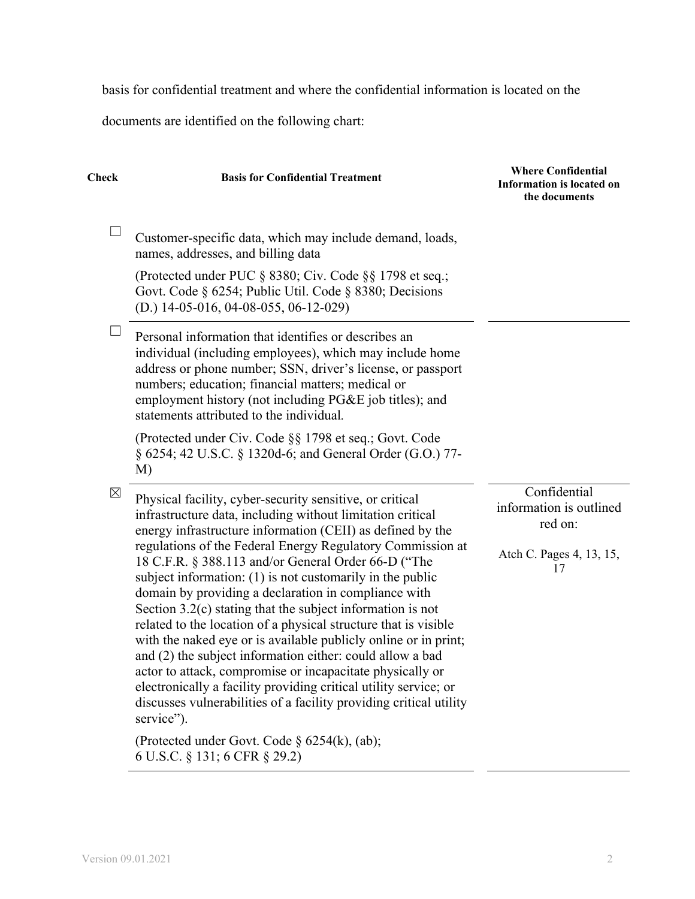basis for confidential treatment and where the confidential information is located on the documents are identified on the following chart:

| Check | Basis for Confidential Treatment | Where Confidential Information is located on the documents |
|---|---|---|
| ☐ | Customer-specific data, which may include demand, loads, names, addresses, and billing data<br><br>(Protected under PUC § 8380; Civ. Code §§ 1798 et seq.; Govt. Code § 6254; Public Util. Code § 8380; Decisions (D.) 14-05-016, 04-08-055, 06-12-029) | |
| ☐ | Personal information that identifies or describes an individual (including employees), which may include home address or phone number; SSN, driver's license, or passport numbers; education; financial matters; medical or employment history (not including PG&E job titles); and statements attributed to the individual.<br><br>(Protected under Civ. Code §§ 1798 et seq.; Govt. Code § 6254; 42 U.S.C. § 1320d-6; and General Order (G.O.) 77-M) | |
| ☒ | Physical facility, cyber-security sensitive, or critical infrastructure data, including without limitation critical energy infrastructure information (CEII) as defined by the regulations of the Federal Energy Regulatory Commission at 18 C.F.R. § 388.113 and/or General Order 66-D ("The subject information: (1) is not customarily in the public domain by providing a declaration in compliance with Section 3.2(c) stating that the subject information is not related to the location of a physical structure that is visible with the naked eye or is available publicly online or in print; and (2) the subject information either: could allow a bad actor to attack, compromise or incapacitate physically or electronically a facility providing critical utility service; or discusses vulnerabilities of a facility providing critical utility service").<br><br>(Protected under Govt. Code § 6254(k), (ab); 6 U.S.C. § 131; 6 CFR § 29.2) | Confidential information is outlined red on:<br><br>Atch C. Pages 4, 13, 15, 17 |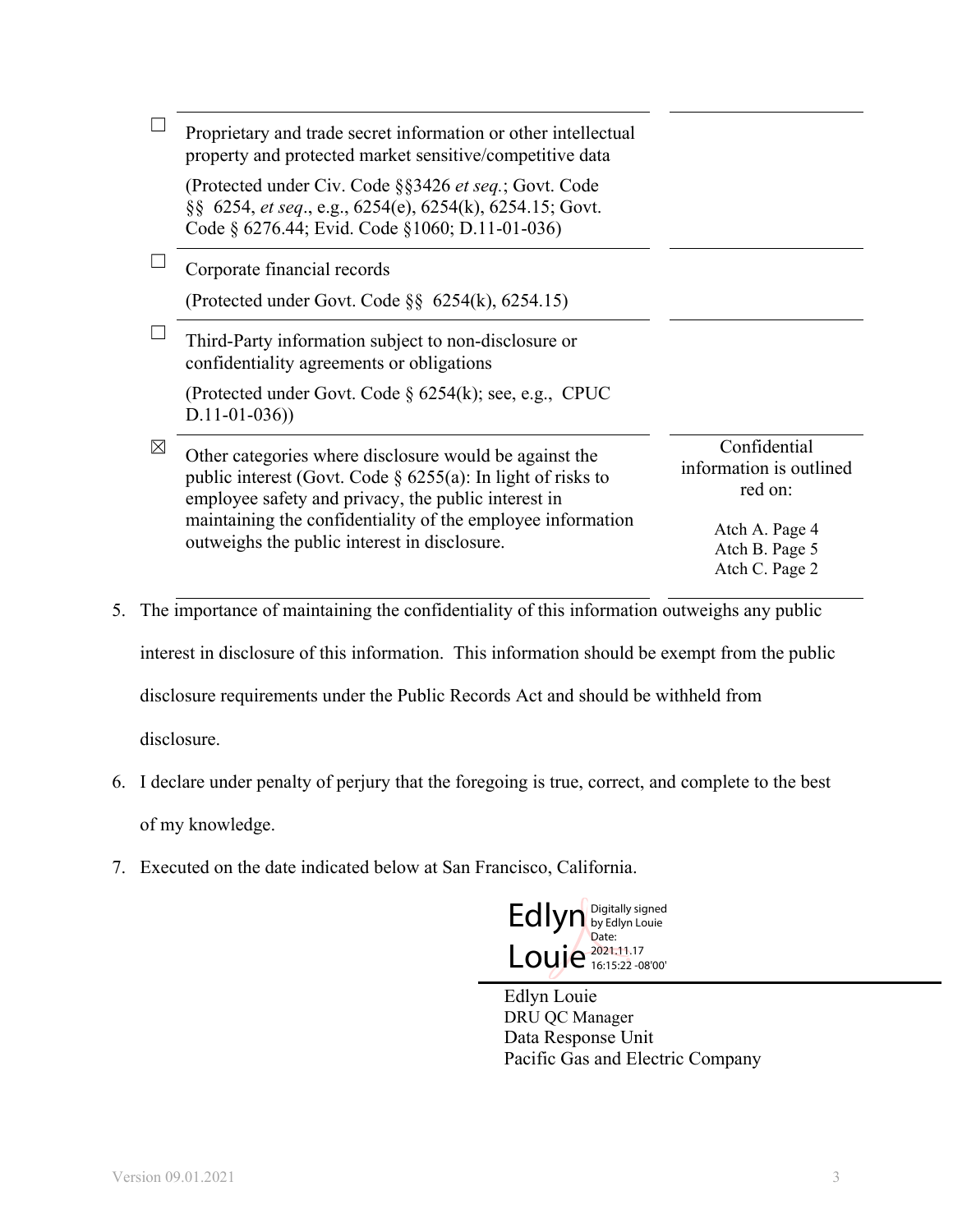| | | |
|---|---|---|
| ☐ | Proprietary and trade secret information or other intellectual property and protected market sensitive/competitive data<br><br>(Protected under Civ. Code §§3426 *et seq.*; Govt. Code §§ 6254, *et seq*., e.g., 6254(e), 6254(k), 6254.15; Govt. Code § 6276.44; Evid. Code §1060; D.11-01-036) | |
| ☐ | Corporate financial records<br><br>(Protected under Govt. Code §§ 6254(k), 6254.15) | |
| ☐ | Third-Party information subject to non-disclosure or confidentiality agreements or obligations<br><br>(Protected under Govt. Code § 6254(k); see, e.g., CPUC D.11-01-036)) | |
| ☒ | Other categories where disclosure would be against the public interest (Govt. Code § 6255(a): In light of risks to employee safety and privacy, the public interest in maintaining the confidentiality of the employee information outweighs the public interest in disclosure. | Confidential information is outlined red on:<br><br>Atch A. Page 4<br>Atch B. Page 5<br>Atch C. Page 2 |

5. The importance of maintaining the confidentiality of this information outweighs any public interest in disclosure of this information. This information should be exempt from the public disclosure requirements under the Public Records Act and should be withheld from disclosure.
6. I declare under penalty of perjury that the foregoing is true, correct, and complete to the best of my knowledge.
7. Executed on the date indicated below at San Francisco, California.

Edlyn Louie Digitally signed by Edlyn Louie Date: 2021.11.17 16:15:22 -08'00'

Edlyn Louie
DRU QC Manager
Data Response Unit
Pacific Gas and Electric Company

Version 09.01.2021